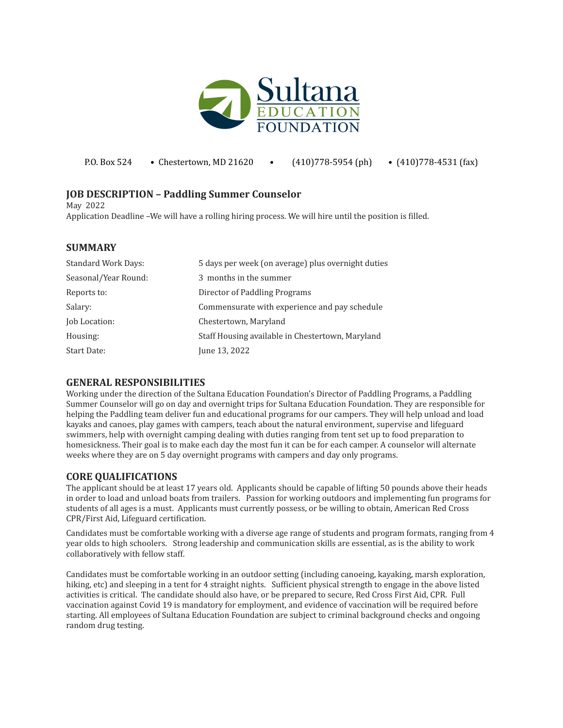Sultana EDUCATION FOUNDATION

P.O. Box 524 • Chestertown, MD 21620 • (410)778-5954 (ph) • (410)778-4531 (fax)

## JOB DESCRIPTION – Paddling Summer Counselor

May 2022

Application Deadline –We will have a rolling hiring process. We will hire until the position is filled.

## SUMMARY

| | |
|---|---|
| Standard Work Days: | 5 days per week (on average) plus overnight duties |
| Seasonal/Year Round: | 3 months in the summer |
| Reports to: | Director of Paddling Programs |
| Salary: | Commensurate with experience and pay schedule |
| Job Location: | Chestertown, Maryland |
| Housing: | Staff Housing available in Chestertown, Maryland |
| Start Date: | June 13, 2022 |

## GENERAL RESPONSIBILITIES

Working under the direction of the Sultana Education Foundation's Director of Paddling Programs, a Paddling Summer Counselor will go on day and overnight trips for Sultana Education Foundation. They are responsible for helping the Paddling team deliver fun and educational programs for our campers. They will help unload and load kayaks and canoes, play games with campers, teach about the natural environment, supervise and lifeguard swimmers, help with overnight camping dealing with duties ranging from tent set up to food preparation to homesickness. Their goal is to make each day the most fun it can be for each camper. A counselor will alternate weeks where they are on 5 day overnight programs with campers and day only programs.

## CORE QUALIFICATIONS

The applicant should be at least 17 years old. Applicants should be capable of lifting 50 pounds above their heads in order to load and unload boats from trailers. Passion for working outdoors and implementing fun programs for students of all ages is a must. Applicants must currently possess, or be willing to obtain, American Red Cross CPR/First Aid, Lifeguard certification.

Candidates must be comfortable working with a diverse age range of students and program formats, ranging from 4 year olds to high schoolers. Strong leadership and communication skills are essential, as is the ability to work collaboratively with fellow staff.

Candidates must be comfortable working in an outdoor setting (including canoeing, kayaking, marsh exploration, hiking, etc) and sleeping in a tent for 4 straight nights. Sufficient physical strength to engage in the above listed activities is critical. The candidate should also have, or be prepared to secure, Red Cross First Aid, CPR. Full vaccination against Covid 19 is mandatory for employment, and evidence of vaccination will be required before starting. All employees of Sultana Education Foundation are subject to criminal background checks and ongoing random drug testing.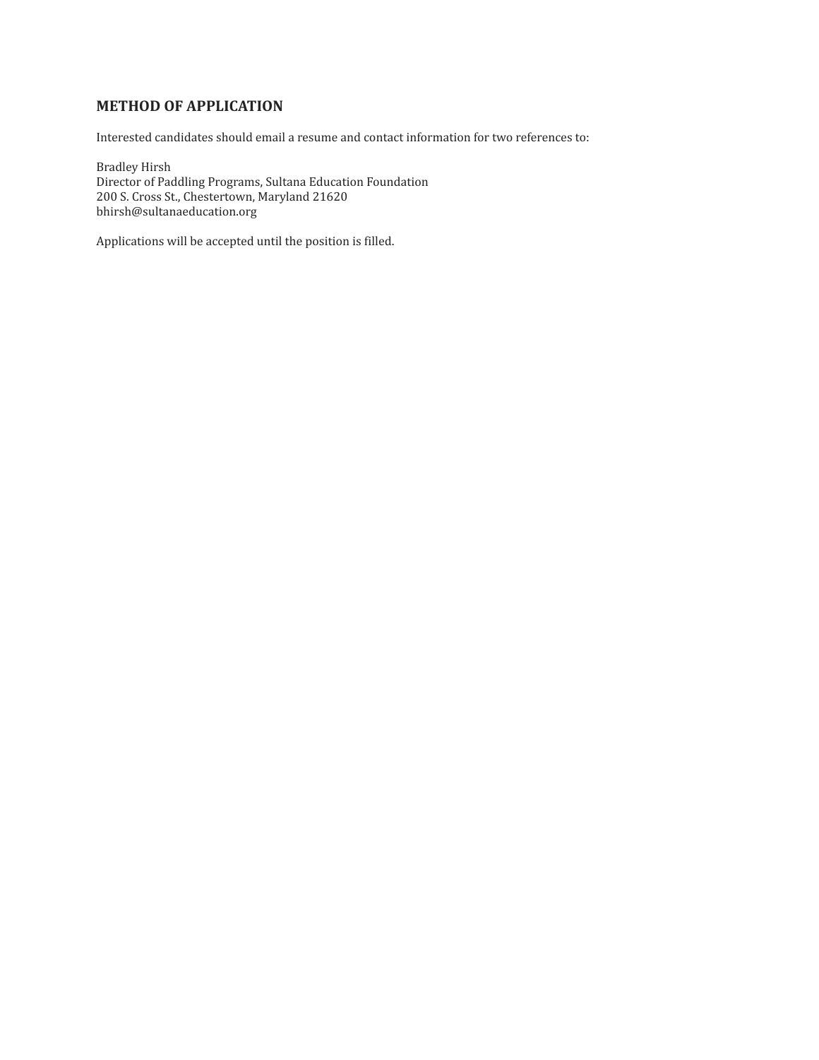## METHOD OF APPLICATION

Interested candidates should email a resume and contact information for two references to:

Bradley Hirsh
Director of Paddling Programs, Sultana Education Foundation
200 S. Cross St., Chestertown, Maryland 21620
bhirsh@sultanaeducation.org

Applications will be accepted until the position is filled.